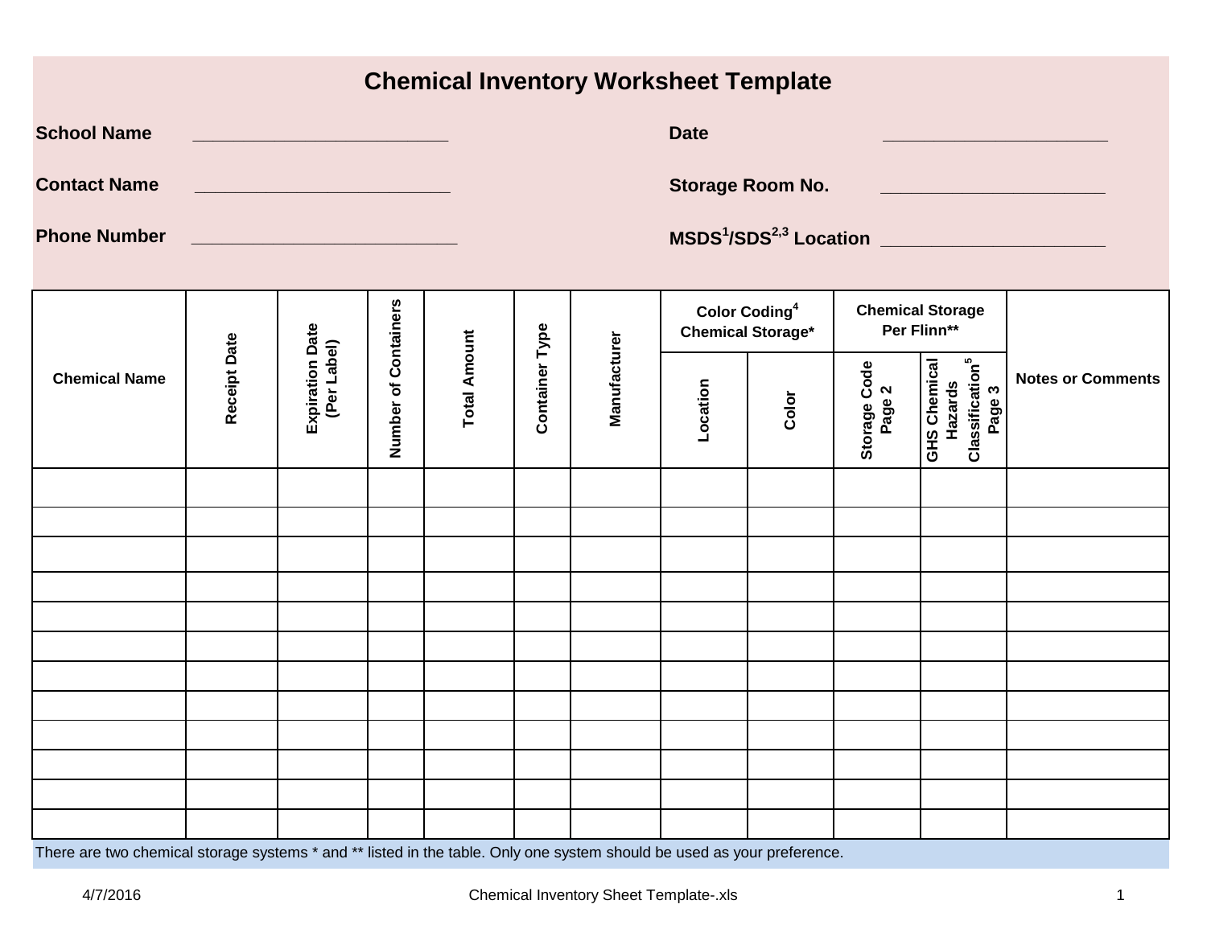# Chemical Inventory Worksheet Template

**School Name** ________________________

**Contact Name** ________________________

**Phone Number** ________________________

**Date** ____________________

**Storage Room No.** ____________________

**MSDS[1]/SDS[2,3] Location** ____________________

| Chemical Name | Receipt Date | Expiration Date (Per Label) | Number of Containers | Total Amount | Container Type | Manufacturer | Color Coding[4] Chemical Storage* | | Chemical Storage Per Flinn** | | Notes or Comments |
|---|---|---|---|---|---|---|---|---|---|---|---|
| | | | | | | | Location | Color | Storage Code Page 2 | GHS Chemical Hazards Classification[5] Page 3 | |
| | | | | | | | | | | | |
| | | | | | | | | | | | |
| | | | | | | | | | | | |
| | | | | | | | | | | | |
| | | | | | | | | | | | |
| | | | | | | | | | | | |
| | | | | | | | | | | | |
| | | | | | | | | | | | |
| | | | | | | | | | | | |
| | | | | | | | | | | | |
| | | | | | | | | | | | |
| | | | | | | | | | | | |

There are two chemical storage systems * and ** listed in the table. Only one system should be used as your preference.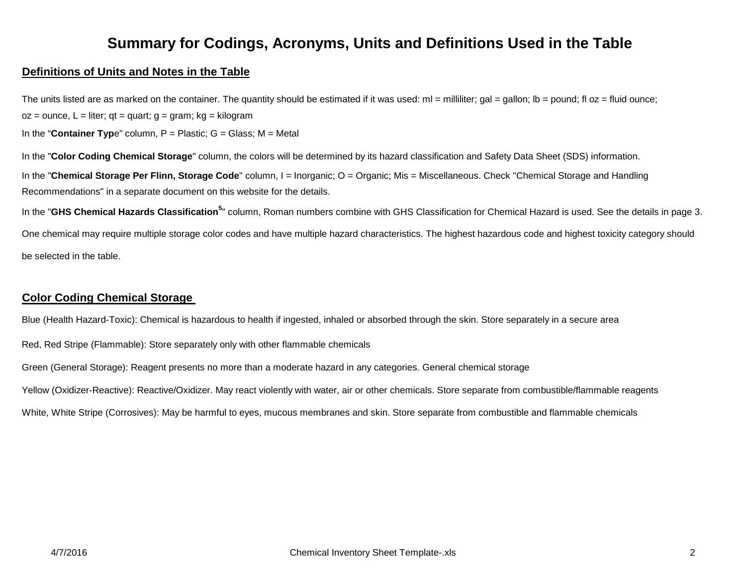# Summary for Codings, Acronyms, Units and Definitions Used in the Table

## Definitions of Units and Notes in the Table

The units listed are as marked on the container. The quantity should be estimated if it was used: ml = milliliter; gal = gallon; lb = pound; fl oz = fluid ounce; oz = ounce, L = liter; qt = quart; g = gram; kg = kilogram

In the "**Container Type**" column, P = Plastic; G = Glass; M = Metal

In the "**Color Coding Chemical Storage**" column, the colors will be determined by its hazard classification and Safety Data Sheet (SDS) information.

In the "**Chemical Storage Per Flinn, Storage Code**" column, I = Inorganic; O = Organic; Mis = Miscellaneous. Check "Chemical Storage and Handling Recommendations" in a separate document on this website for the details.

In the "**GHS Chemical Hazards Classification**[5]" column, Roman numbers combine with GHS Classification for Chemical Hazard is used. See the details in page 3.

One chemical may require multiple storage color codes and have multiple hazard characteristics. The highest hazardous code and highest toxicity category should be selected in the table.

## Color Coding Chemical Storage

Blue (Health Hazard-Toxic): Chemical is hazardous to health if ingested, inhaled or absorbed through the skin. Store separately in a secure area

Red, Red Stripe (Flammable): Store separately only with other flammable chemicals

Green (General Storage): Reagent presents no more than a moderate hazard in any categories. General chemical storage

Yellow (Oxidizer-Reactive): Reactive/Oxidizer. May react violently with water, air or other chemicals. Store separate from combustible/flammable reagents

White, White Stripe (Corrosives): May be harmful to eyes, mucous membranes and skin. Store separate from combustible and flammable chemicals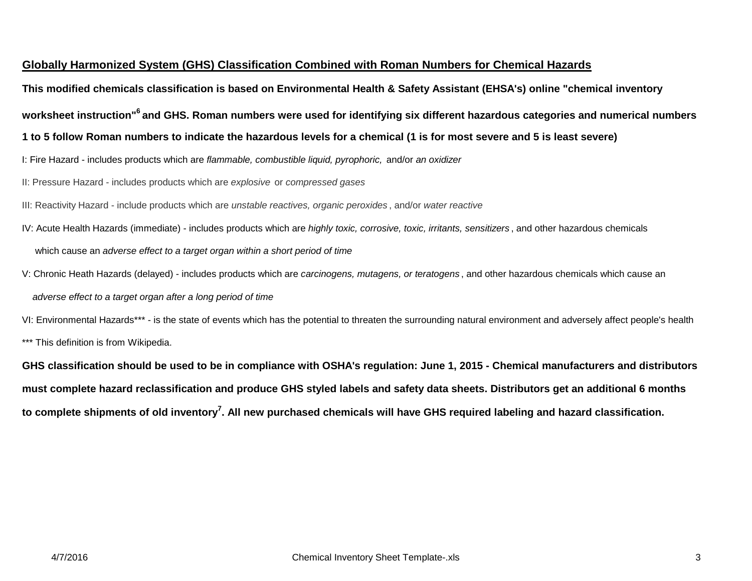## Globally Harmonized System (GHS) Classification Combined with Roman Numbers for Chemical Hazards

**This modified chemicals classification is based on Environmental Health & Safety Assistant (EHSA's) online "chemical inventory worksheet instruction"[6] and GHS. Roman numbers were used for identifying six different hazardous categories and numerical numbers 1 to 5 follow Roman numbers to indicate the hazardous levels for a chemical (1 is for most severe and 5 is least severe)**

I: Fire Hazard - includes products which are *flammable, combustible liquid, pyrophoric,* and/or *an oxidizer*

II: Pressure Hazard - includes products which are *explosive* or *compressed gases*

III: Reactivity Hazard - include products which are *unstable reactives, organic peroxides*, and/or *water reactive*

IV: Acute Health Hazards (immediate) - includes products which are *highly toxic, corrosive, toxic, irritants, sensitizers*, and other hazardous chemicals which cause an *adverse effect to a target organ within a short period of time*

V: Chronic Heath Hazards (delayed) - includes products which are *carcinogens, mutagens, or teratogens*, and other hazardous chemicals which cause an *adverse effect to a target organ after a long period of time*

VI: Environmental Hazards*** - is the state of events which has the potential to threaten the surrounding natural environment and adversely affect people's health

*** This definition is from Wikipedia.

**GHS classification should be used to be in compliance with OSHA's regulation: June 1, 2015 - Chemical manufacturers and distributors must complete hazard reclassification and produce GHS styled labels and safety data sheets. Distributors get an additional 6 months to complete shipments of old inventory[7]. All new purchased chemicals will have GHS required labeling and hazard classification.**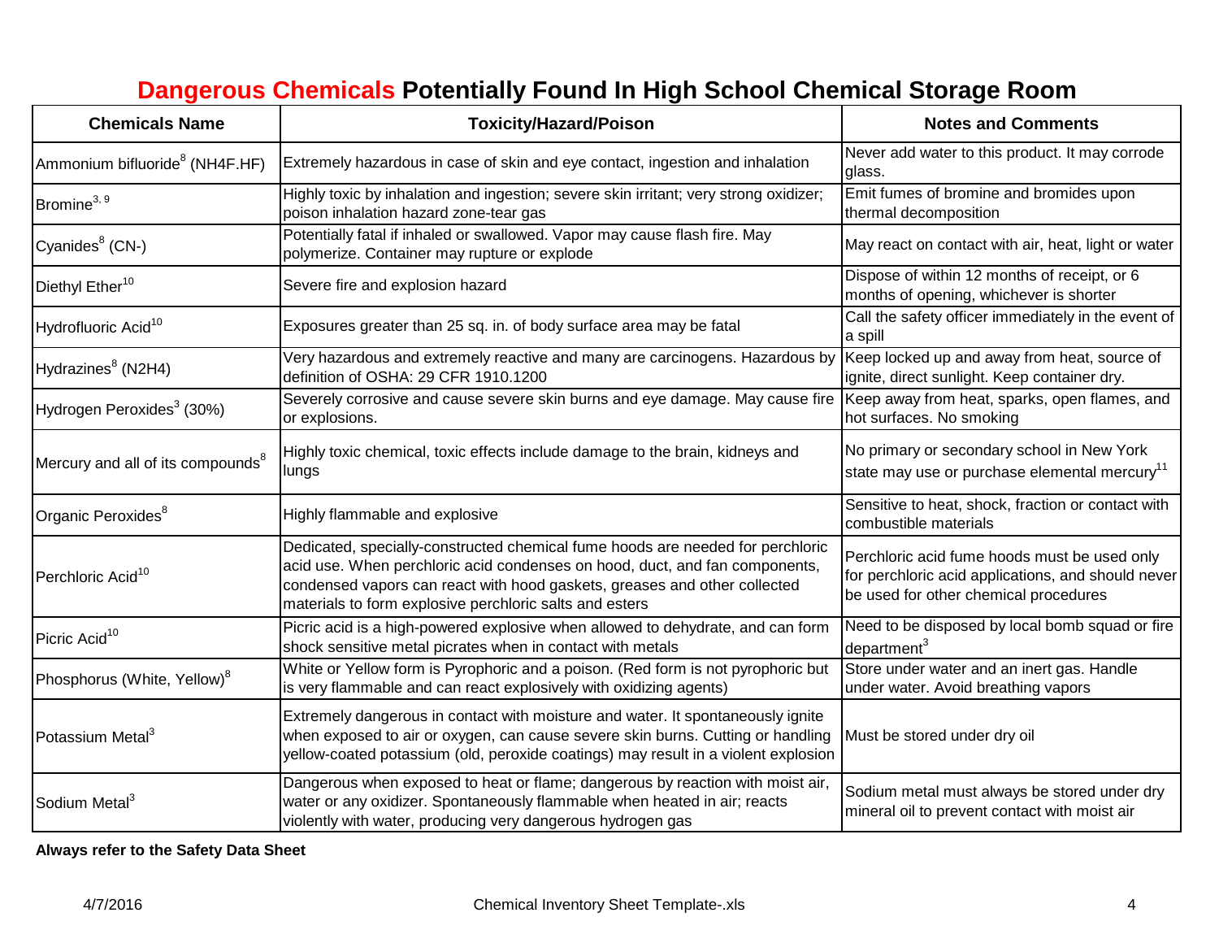# Dangerous Chemicals Potentially Found In High School Chemical Storage Room

| Chemicals Name | Toxicity/Hazard/Poison | Notes and Comments |
| --- | --- | --- |
| Ammonium bifluoride[8] (NH4F.HF) | Extremely hazardous in case of skin and eye contact, ingestion and inhalation | Never add water to this product. It may corrode glass. |
| Bromine[3, 9] | Highly toxic by inhalation and ingestion; severe skin irritant; very strong oxidizer; poison inhalation hazard zone-tear gas | Emit fumes of bromine and bromides upon thermal decomposition |
| Cyanides[8] (CN-) | Potentially fatal if inhaled or swallowed. Vapor may cause flash fire. May polymerize. Container may rupture or explode | May react on contact with air, heat, light or water |
| Diethyl Ether[10] | Severe fire and explosion hazard | Dispose of within 12 months of receipt, or 6 months of opening, whichever is shorter |
| Hydrofluoric Acid[10] | Exposures greater than 25 sq. in. of body surface area may be fatal | Call the safety officer immediately in the event of a spill |
| Hydrazines[8] (N2H4) | Very hazardous and extremely reactive and many are carcinogens. Hazardous by definition of OSHA: 29 CFR 1910.1200 | Keep locked up and away from heat, source of ignite, direct sunlight. Keep container dry. |
| Hydrogen Peroxides[3] (30%) | Severely corrosive and cause severe skin burns and eye damage. May cause fire or explosions. | Keep away from heat, sparks, open flames, and hot surfaces. No smoking |
| Mercury and all of its compounds[8] | Highly toxic chemical, toxic effects include damage to the brain, kidneys and lungs | No primary or secondary school in New York state may use or purchase elemental mercury[11] |
| Organic Peroxides[8] | Highly flammable and explosive | Sensitive to heat, shock, fraction or contact with combustible materials |
| Perchloric Acid[10] | Dedicated, specially-constructed chemical fume hoods are needed for perchloric acid use. When perchloric acid condenses on hood, duct, and fan components, condensed vapors can react with hood gaskets, greases and other collected materials to form explosive perchloric salts and esters | Perchloric acid fume hoods must be used only for perchloric acid applications, and should never be used for other chemical procedures |
| Picric Acid[10] | Picric acid is a high-powered explosive when allowed to dehydrate, and can form shock sensitive metal picrates when in contact with metals | Need to be disposed by local bomb squad or fire department[3] |
| Phosphorus (White, Yellow)[8] | White or Yellow form is Pyrophoric and a poison. (Red form is not pyrophoric but is very flammable and can react explosively with oxidizing agents) | Store under water and an inert gas. Handle under water. Avoid breathing vapors |
| Potassium Metal[3] | Extremely dangerous in contact with moisture and water. It spontaneously ignite when exposed to air or oxygen, can cause severe skin burns. Cutting or handling yellow-coated potassium (old, peroxide coatings) may result in a violent explosion | Must be stored under dry oil |
| Sodium Metal[3] | Dangerous when exposed to heat or flame; dangerous by reaction with moist air, water or any oxidizer. Spontaneously flammable when heated in air; reacts violently with water, producing very dangerous hydrogen gas | Sodium metal must always be stored under dry mineral oil to prevent contact with moist air |

**Always refer to the Safety Data Sheet**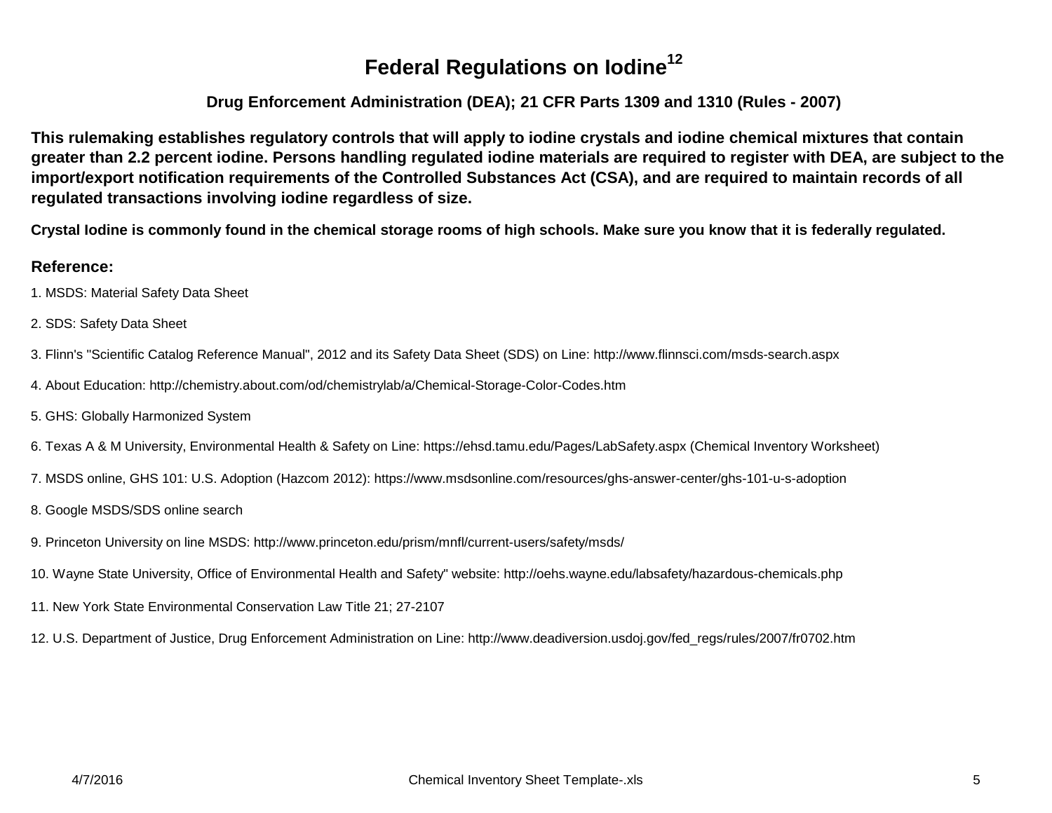# Federal Regulations on Iodine[12]

**Drug Enforcement Administration (DEA); 21 CFR Parts 1309 and 1310 (Rules - 2007)**

**This rulemaking establishes regulatory controls that will apply to iodine crystals and iodine chemical mixtures that contain greater than 2.2 percent iodine. Persons handling regulated iodine materials are required to register with DEA, are subject to the import/export notification requirements of the Controlled Substances Act (CSA), and are required to maintain records of all regulated transactions involving iodine regardless of size.**

**Crystal Iodine is commonly found in the chemical storage rooms of high schools. Make sure you know that it is federally regulated.**

## Reference:

1. MSDS: Material Safety Data Sheet
2. SDS: Safety Data Sheet
3. Flinn's "Scientific Catalog Reference Manual", 2012 and its Safety Data Sheet (SDS) on Line: http://www.flinnsci.com/msds-search.aspx
4. About Education: http://chemistry.about.com/od/chemistrylab/a/Chemical-Storage-Color-Codes.htm
5. GHS: Globally Harmonized System
6. Texas A & M University, Environmental Health & Safety on Line: https://ehsd.tamu.edu/Pages/LabSafety.aspx (Chemical Inventory Worksheet)
7. MSDS online, GHS 101: U.S. Adoption (Hazcom 2012): https://www.msdsonline.com/resources/ghs-answer-center/ghs-101-u-s-adoption
8. Google MSDS/SDS online search
9. Princeton University on line MSDS: http://www.princeton.edu/prism/mnfl/current-users/safety/msds/
10. Wayne State University, Office of Environmental Health and Safety" website: http://oehs.wayne.edu/labsafety/hazardous-chemicals.php
11. New York State Environmental Conservation Law Title 21; 27-2107
12. U.S. Department of Justice, Drug Enforcement Administration on Line: http://www.deadiversion.usdoj.gov/fed_regs/rules/2007/fr0702.htm